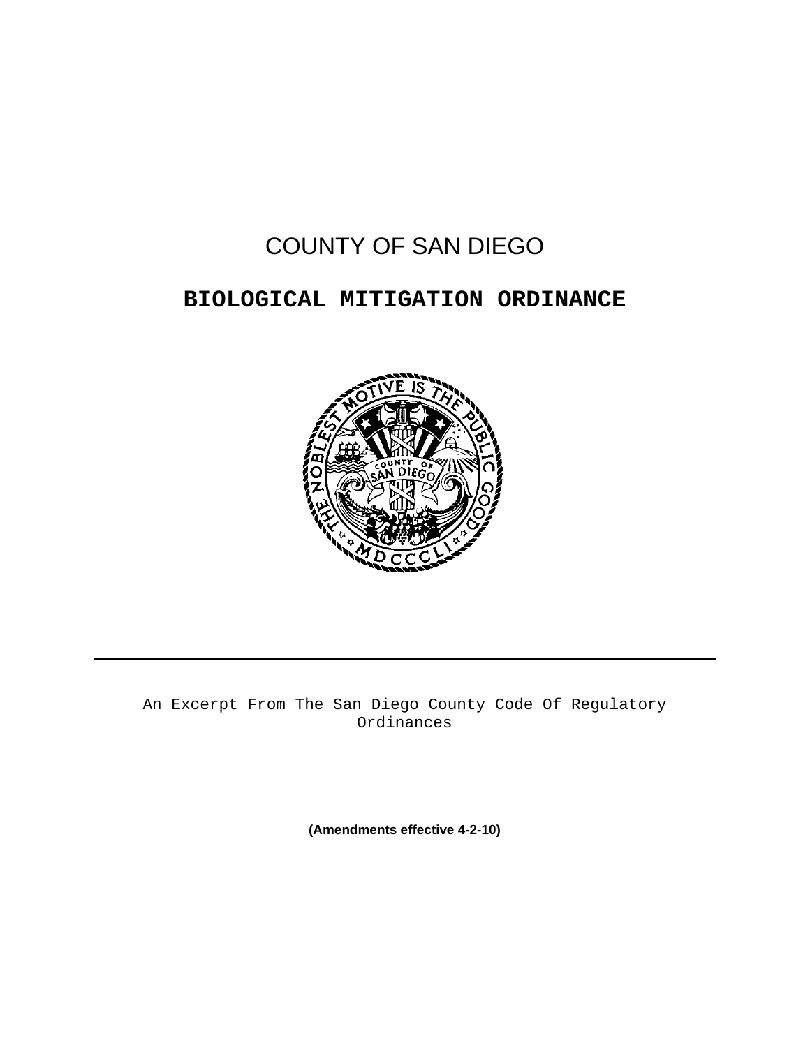# COUNTY OF SAN DIEGO

## BIOLOGICAL MITIGATION ORDINANCE

---

An Excerpt From The San Diego County Code Of Regulatory Ordinances

**(Amendments effective 4-2-10)**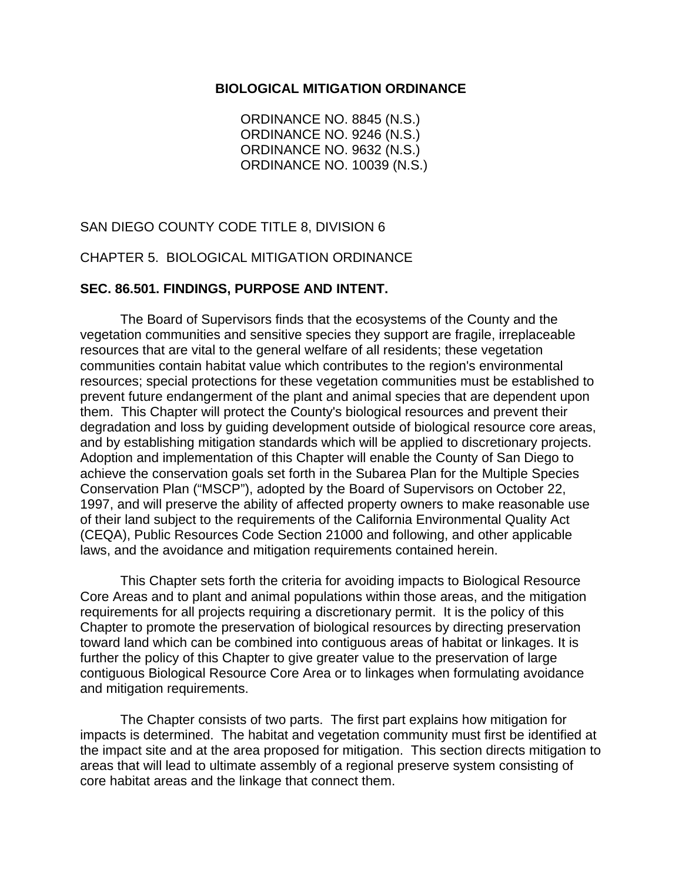# BIOLOGICAL MITIGATION ORDINANCE

ORDINANCE NO. 8845 (N.S.)
ORDINANCE NO. 9246 (N.S.)
ORDINANCE NO. 9632 (N.S.)
ORDINANCE NO. 10039 (N.S.)

SAN DIEGO COUNTY CODE TITLE 8, DIVISION 6

CHAPTER 5. BIOLOGICAL MITIGATION ORDINANCE

## SEC. 86.501. FINDINGS, PURPOSE AND INTENT.

The Board of Supervisors finds that the ecosystems of the County and the vegetation communities and sensitive species they support are fragile, irreplaceable resources that are vital to the general welfare of all residents; these vegetation communities contain habitat value which contributes to the region's environmental resources; special protections for these vegetation communities must be established to prevent future endangerment of the plant and animal species that are dependent upon them. This Chapter will protect the County's biological resources and prevent their degradation and loss by guiding development outside of biological resource core areas, and by establishing mitigation standards which will be applied to discretionary projects. Adoption and implementation of this Chapter will enable the County of San Diego to achieve the conservation goals set forth in the Subarea Plan for the Multiple Species Conservation Plan ("MSCP"), adopted by the Board of Supervisors on October 22, 1997, and will preserve the ability of affected property owners to make reasonable use of their land subject to the requirements of the California Environmental Quality Act (CEQA), Public Resources Code Section 21000 and following, and other applicable laws, and the avoidance and mitigation requirements contained herein.

This Chapter sets forth the criteria for avoiding impacts to Biological Resource Core Areas and to plant and animal populations within those areas, and the mitigation requirements for all projects requiring a discretionary permit. It is the policy of this Chapter to promote the preservation of biological resources by directing preservation toward land which can be combined into contiguous areas of habitat or linkages. It is further the policy of this Chapter to give greater value to the preservation of large contiguous Biological Resource Core Area or to linkages when formulating avoidance and mitigation requirements.

The Chapter consists of two parts. The first part explains how mitigation for impacts is determined. The habitat and vegetation community must first be identified at the impact site and at the area proposed for mitigation. This section directs mitigation to areas that will lead to ultimate assembly of a regional preserve system consisting of core habitat areas and the linkage that connect them.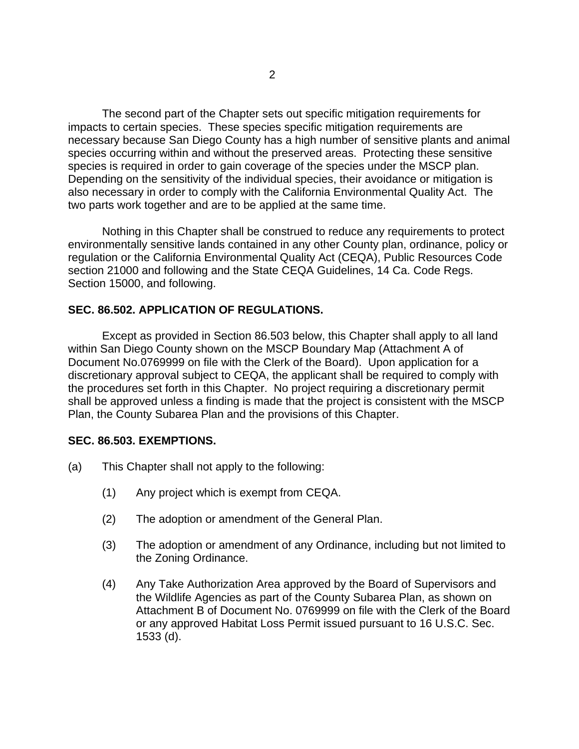The second part of the Chapter sets out specific mitigation requirements for impacts to certain species. These species specific mitigation requirements are necessary because San Diego County has a high number of sensitive plants and animal species occurring within and without the preserved areas. Protecting these sensitive species is required in order to gain coverage of the species under the MSCP plan. Depending on the sensitivity of the individual species, their avoidance or mitigation is also necessary in order to comply with the California Environmental Quality Act. The two parts work together and are to be applied at the same time.

Nothing in this Chapter shall be construed to reduce any requirements to protect environmentally sensitive lands contained in any other County plan, ordinance, policy or regulation or the California Environmental Quality Act (CEQA), Public Resources Code section 21000 and following and the State CEQA Guidelines, 14 Ca. Code Regs. Section 15000, and following.

**SEC. 86.502. APPLICATION OF REGULATIONS.**

Except as provided in Section 86.503 below, this Chapter shall apply to all land within San Diego County shown on the MSCP Boundary Map (Attachment A of Document No.0769999 on file with the Clerk of the Board). Upon application for a discretionary approval subject to CEQA, the applicant shall be required to comply with the procedures set forth in this Chapter. No project requiring a discretionary permit shall be approved unless a finding is made that the project is consistent with the MSCP Plan, the County Subarea Plan and the provisions of this Chapter.

**SEC. 86.503. EXEMPTIONS.**

(a) This Chapter shall not apply to the following:

(1) Any project which is exempt from CEQA.

(2) The adoption or amendment of the General Plan.

(3) The adoption or amendment of any Ordinance, including but not limited to the Zoning Ordinance.

(4) Any Take Authorization Area approved by the Board of Supervisors and the Wildlife Agencies as part of the County Subarea Plan, as shown on Attachment B of Document No. 0769999 on file with the Clerk of the Board or any approved Habitat Loss Permit issued pursuant to 16 U.S.C. Sec. 1533 (d).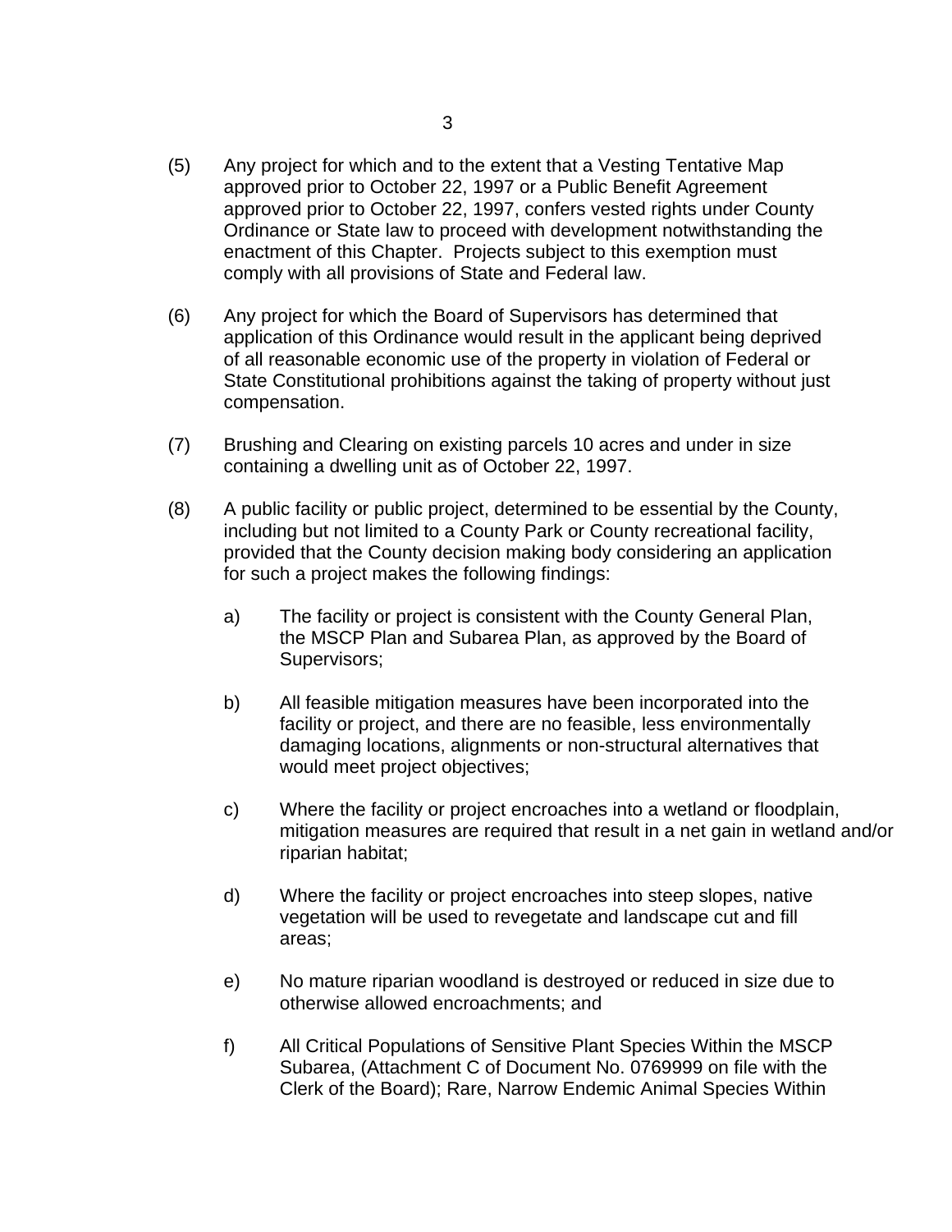(5) Any project for which and to the extent that a Vesting Tentative Map approved prior to October 22, 1997 or a Public Benefit Agreement approved prior to October 22, 1997, confers vested rights under County Ordinance or State law to proceed with development notwithstanding the enactment of this Chapter. Projects subject to this exemption must comply with all provisions of State and Federal law.

(6) Any project for which the Board of Supervisors has determined that application of this Ordinance would result in the applicant being deprived of all reasonable economic use of the property in violation of Federal or State Constitutional prohibitions against the taking of property without just compensation.

(7) Brushing and Clearing on existing parcels 10 acres and under in size containing a dwelling unit as of October 22, 1997.

(8) A public facility or public project, determined to be essential by the County, including but not limited to a County Park or County recreational facility, provided that the County decision making body considering an application for such a project makes the following findings:

   a) The facility or project is consistent with the County General Plan, the MSCP Plan and Subarea Plan, as approved by the Board of Supervisors;

   b) All feasible mitigation measures have been incorporated into the facility or project, and there are no feasible, less environmentally damaging locations, alignments or non-structural alternatives that would meet project objectives;

   c) Where the facility or project encroaches into a wetland or floodplain, mitigation measures are required that result in a net gain in wetland and/or riparian habitat;

   d) Where the facility or project encroaches into steep slopes, native vegetation will be used to revegetate and landscape cut and fill areas;

   e) No mature riparian woodland is destroyed or reduced in size due to otherwise allowed encroachments; and

   f) All Critical Populations of Sensitive Plant Species Within the MSCP Subarea, (Attachment C of Document No. 0769999 on file with the Clerk of the Board); Rare, Narrow Endemic Animal Species Within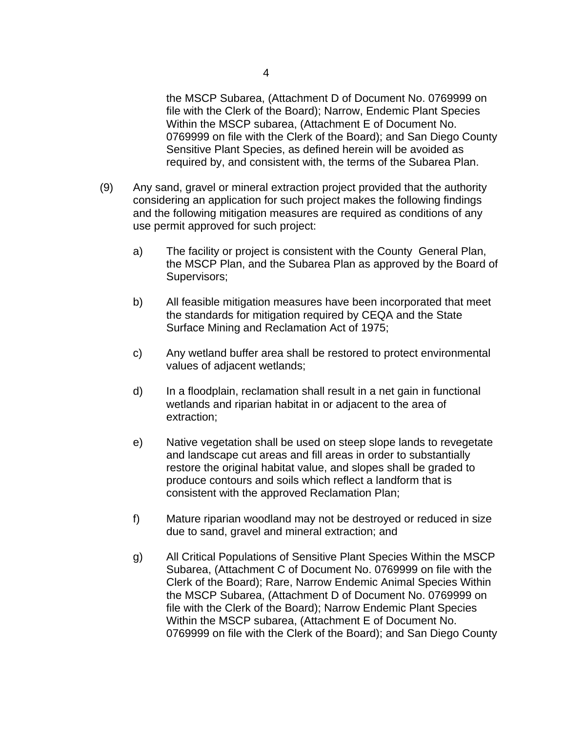the MSCP Subarea, (Attachment D of Document No. 0769999 on file with the Clerk of the Board); Narrow, Endemic Plant Species Within the MSCP subarea, (Attachment E of Document No. 0769999 on file with the Clerk of the Board); and San Diego County Sensitive Plant Species, as defined herein will be avoided as required by, and consistent with, the terms of the Subarea Plan.

(9) Any sand, gravel or mineral extraction project provided that the authority considering an application for such project makes the following findings and the following mitigation measures are required as conditions of any use permit approved for such project:

a) The facility or project is consistent with the County General Plan, the MSCP Plan, and the Subarea Plan as approved by the Board of Supervisors;

b) All feasible mitigation measures have been incorporated that meet the standards for mitigation required by CEQA and the State Surface Mining and Reclamation Act of 1975;

c) Any wetland buffer area shall be restored to protect environmental values of adjacent wetlands;

d) In a floodplain, reclamation shall result in a net gain in functional wetlands and riparian habitat in or adjacent to the area of extraction;

e) Native vegetation shall be used on steep slope lands to revegetate and landscape cut areas and fill areas in order to substantially restore the original habitat value, and slopes shall be graded to produce contours and soils which reflect a landform that is consistent with the approved Reclamation Plan;

f) Mature riparian woodland may not be destroyed or reduced in size due to sand, gravel and mineral extraction; and

g) All Critical Populations of Sensitive Plant Species Within the MSCP Subarea, (Attachment C of Document No. 0769999 on file with the Clerk of the Board); Rare, Narrow Endemic Animal Species Within the MSCP Subarea, (Attachment D of Document No. 0769999 on file with the Clerk of the Board); Narrow Endemic Plant Species Within the MSCP subarea, (Attachment E of Document No. 0769999 on file with the Clerk of the Board); and San Diego County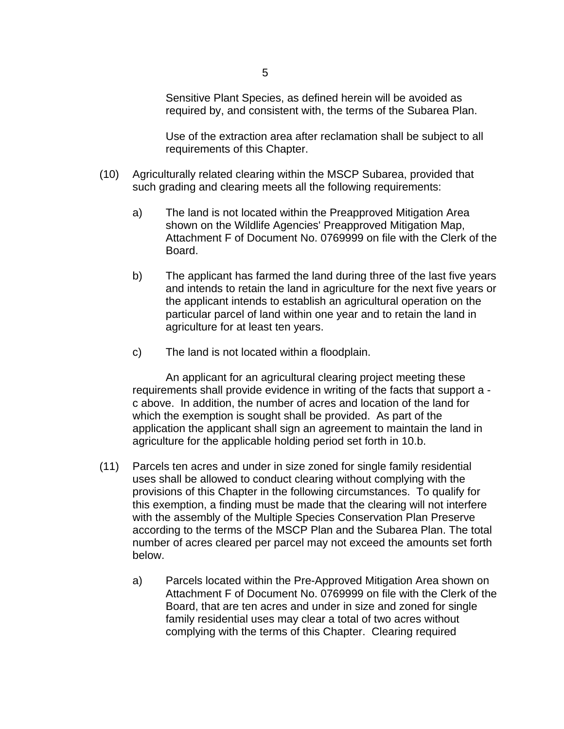Sensitive Plant Species, as defined herein will be avoided as required by, and consistent with, the terms of the Subarea Plan.

Use of the extraction area after reclamation shall be subject to all requirements of this Chapter.

(10) Agriculturally related clearing within the MSCP Subarea, provided that such grading and clearing meets all the following requirements:

a) The land is not located within the Preapproved Mitigation Area shown on the Wildlife Agencies' Preapproved Mitigation Map, Attachment F of Document No. 0769999 on file with the Clerk of the Board.

b) The applicant has farmed the land during three of the last five years and intends to retain the land in agriculture for the next five years or the applicant intends to establish an agricultural operation on the particular parcel of land within one year and to retain the land in agriculture for at least ten years.

c) The land is not located within a floodplain.

An applicant for an agricultural clearing project meeting these requirements shall provide evidence in writing of the facts that support a - c above. In addition, the number of acres and location of the land for which the exemption is sought shall be provided. As part of the application the applicant shall sign an agreement to maintain the land in agriculture for the applicable holding period set forth in 10.b.

(11) Parcels ten acres and under in size zoned for single family residential uses shall be allowed to conduct clearing without complying with the provisions of this Chapter in the following circumstances. To qualify for this exemption, a finding must be made that the clearing will not interfere with the assembly of the Multiple Species Conservation Plan Preserve according to the terms of the MSCP Plan and the Subarea Plan. The total number of acres cleared per parcel may not exceed the amounts set forth below.

a) Parcels located within the Pre-Approved Mitigation Area shown on Attachment F of Document No. 0769999 on file with the Clerk of the Board, that are ten acres and under in size and zoned for single family residential uses may clear a total of two acres without complying with the terms of this Chapter. Clearing required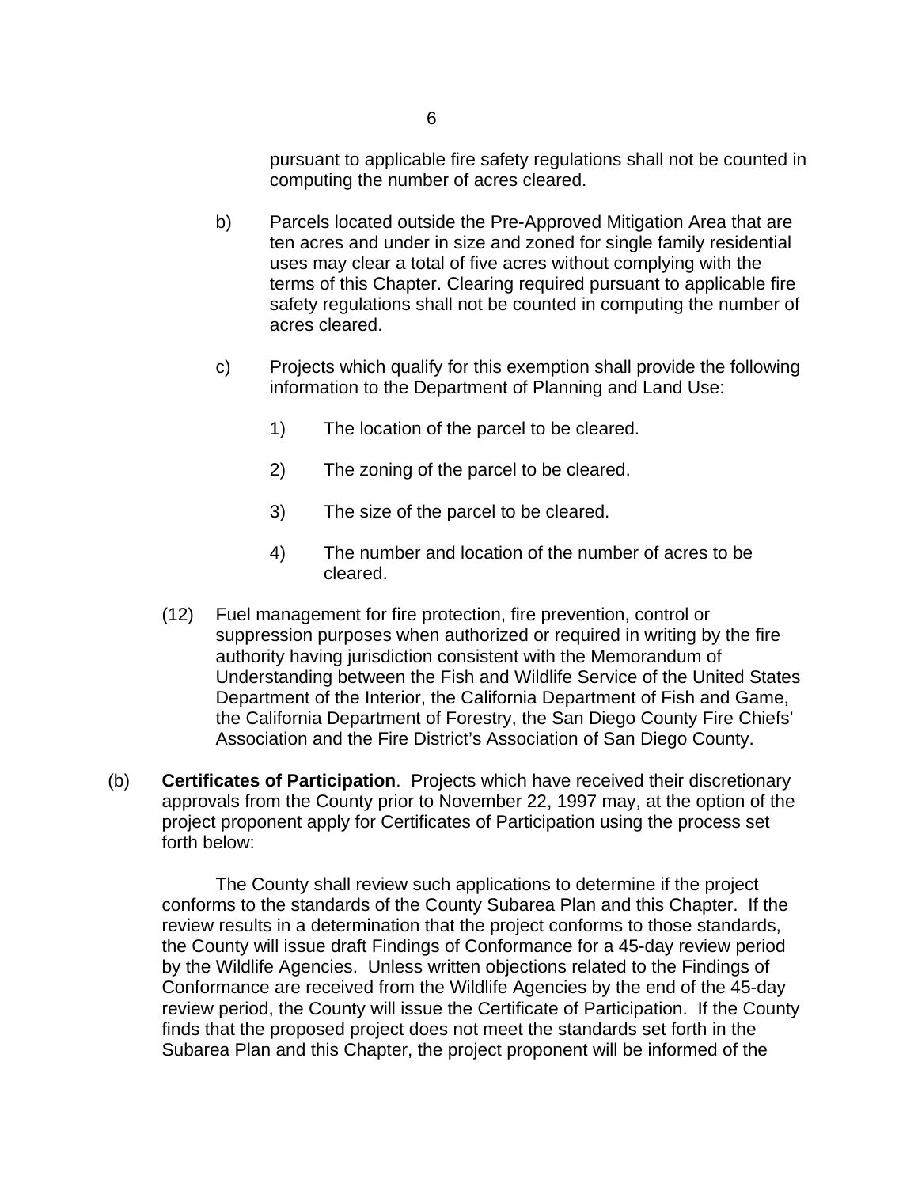pursuant to applicable fire safety regulations shall not be counted in computing the number of acres cleared.

b) Parcels located outside the Pre-Approved Mitigation Area that are ten acres and under in size and zoned for single family residential uses may clear a total of five acres without complying with the terms of this Chapter. Clearing required pursuant to applicable fire safety regulations shall not be counted in computing the number of acres cleared.

c) Projects which qualify for this exemption shall provide the following information to the Department of Planning and Land Use:

1) The location of the parcel to be cleared.

2) The zoning of the parcel to be cleared.

3) The size of the parcel to be cleared.

4) The number and location of the number of acres to be cleared.

(12) Fuel management for fire protection, fire prevention, control or suppression purposes when authorized or required in writing by the fire authority having jurisdiction consistent with the Memorandum of Understanding between the Fish and Wildlife Service of the United States Department of the Interior, the California Department of Fish and Game, the California Department of Forestry, the San Diego County Fire Chiefs' Association and the Fire District's Association of San Diego County.

(b) **Certificates of Participation**. Projects which have received their discretionary approvals from the County prior to November 22, 1997 may, at the option of the project proponent apply for Certificates of Participation using the process set forth below:

The County shall review such applications to determine if the project conforms to the standards of the County Subarea Plan and this Chapter. If the review results in a determination that the project conforms to those standards, the County will issue draft Findings of Conformance for a 45-day review period by the Wildlife Agencies. Unless written objections related to the Findings of Conformance are received from the Wildlife Agencies by the end of the 45-day review period, the County will issue the Certificate of Participation. If the County finds that the proposed project does not meet the standards set forth in the Subarea Plan and this Chapter, the project proponent will be informed of the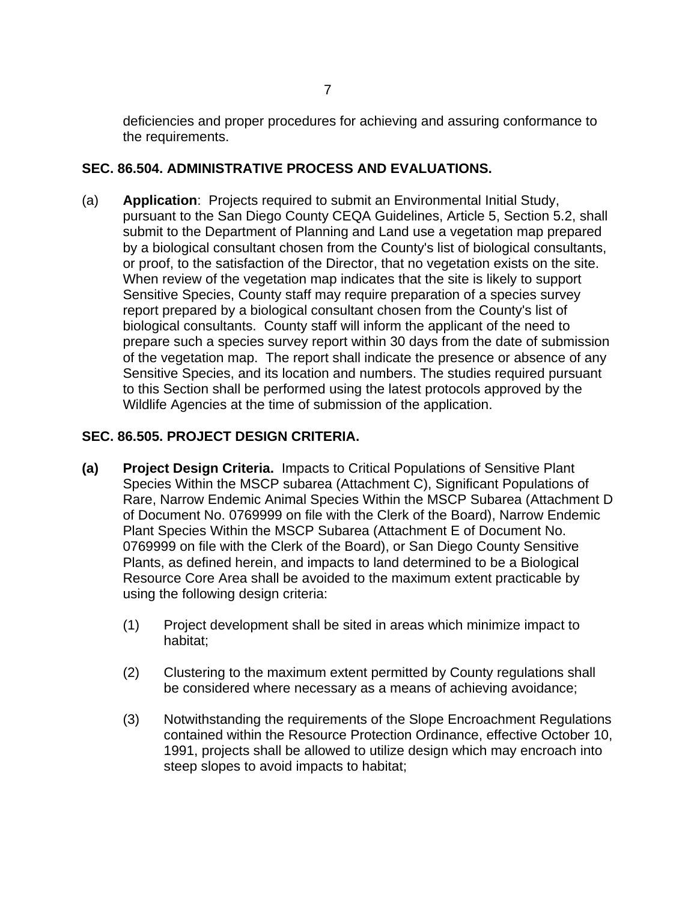deficiencies and proper procedures for achieving and assuring conformance to the requirements.

## SEC. 86.504. ADMINISTRATIVE PROCESS AND EVALUATIONS.

(a) **Application**: Projects required to submit an Environmental Initial Study, pursuant to the San Diego County CEQA Guidelines, Article 5, Section 5.2, shall submit to the Department of Planning and Land use a vegetation map prepared by a biological consultant chosen from the County's list of biological consultants, or proof, to the satisfaction of the Director, that no vegetation exists on the site. When review of the vegetation map indicates that the site is likely to support Sensitive Species, County staff may require preparation of a species survey report prepared by a biological consultant chosen from the County's list of biological consultants. County staff will inform the applicant of the need to prepare such a species survey report within 30 days from the date of submission of the vegetation map. The report shall indicate the presence or absence of any Sensitive Species, and its location and numbers. The studies required pursuant to this Section shall be performed using the latest protocols approved by the Wildlife Agencies at the time of submission of the application.

## SEC. 86.505. PROJECT DESIGN CRITERIA.

**(a) Project Design Criteria.** Impacts to Critical Populations of Sensitive Plant Species Within the MSCP subarea (Attachment C), Significant Populations of Rare, Narrow Endemic Animal Species Within the MSCP Subarea (Attachment D of Document No. 0769999 on file with the Clerk of the Board), Narrow Endemic Plant Species Within the MSCP Subarea (Attachment E of Document No. 0769999 on file with the Clerk of the Board), or San Diego County Sensitive Plants, as defined herein, and impacts to land determined to be a Biological Resource Core Area shall be avoided to the maximum extent practicable by using the following design criteria:

(1) Project development shall be sited in areas which minimize impact to habitat;

(2) Clustering to the maximum extent permitted by County regulations shall be considered where necessary as a means of achieving avoidance;

(3) Notwithstanding the requirements of the Slope Encroachment Regulations contained within the Resource Protection Ordinance, effective October 10, 1991, projects shall be allowed to utilize design which may encroach into steep slopes to avoid impacts to habitat;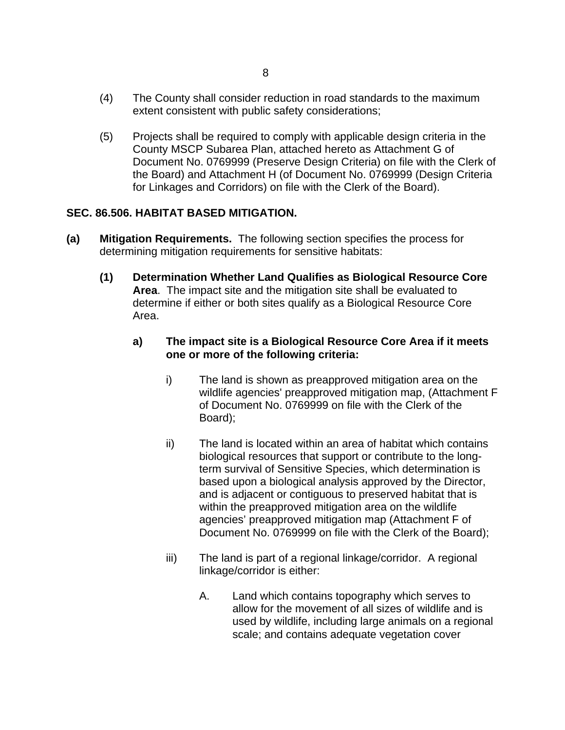(4) The County shall consider reduction in road standards to the maximum extent consistent with public safety considerations;

(5) Projects shall be required to comply with applicable design criteria in the County MSCP Subarea Plan, attached hereto as Attachment G of Document No. 0769999 (Preserve Design Criteria) on file with the Clerk of the Board) and Attachment H (of Document No. 0769999 (Design Criteria for Linkages and Corridors) on file with the Clerk of the Board).

**SEC. 86.506. HABITAT BASED MITIGATION.**

**(a) Mitigation Requirements.** The following section specifies the process for determining mitigation requirements for sensitive habitats:

**(1) Determination Whether Land Qualifies as Biological Resource Core Area**. The impact site and the mitigation site shall be evaluated to determine if either or both sites qualify as a Biological Resource Core Area.

**a) The impact site is a Biological Resource Core Area if it meets one or more of the following criteria:**

i) The land is shown as preapproved mitigation area on the wildlife agencies' preapproved mitigation map, (Attachment F of Document No. 0769999 on file with the Clerk of the Board);

ii) The land is located within an area of habitat which contains biological resources that support or contribute to the long-term survival of Sensitive Species, which determination is based upon a biological analysis approved by the Director, and is adjacent or contiguous to preserved habitat that is within the preapproved mitigation area on the wildlife agencies' preapproved mitigation map (Attachment F of Document No. 0769999 on file with the Clerk of the Board);

iii) The land is part of a regional linkage/corridor. A regional linkage/corridor is either:

A. Land which contains topography which serves to allow for the movement of all sizes of wildlife and is used by wildlife, including large animals on a regional scale; and contains adequate vegetation cover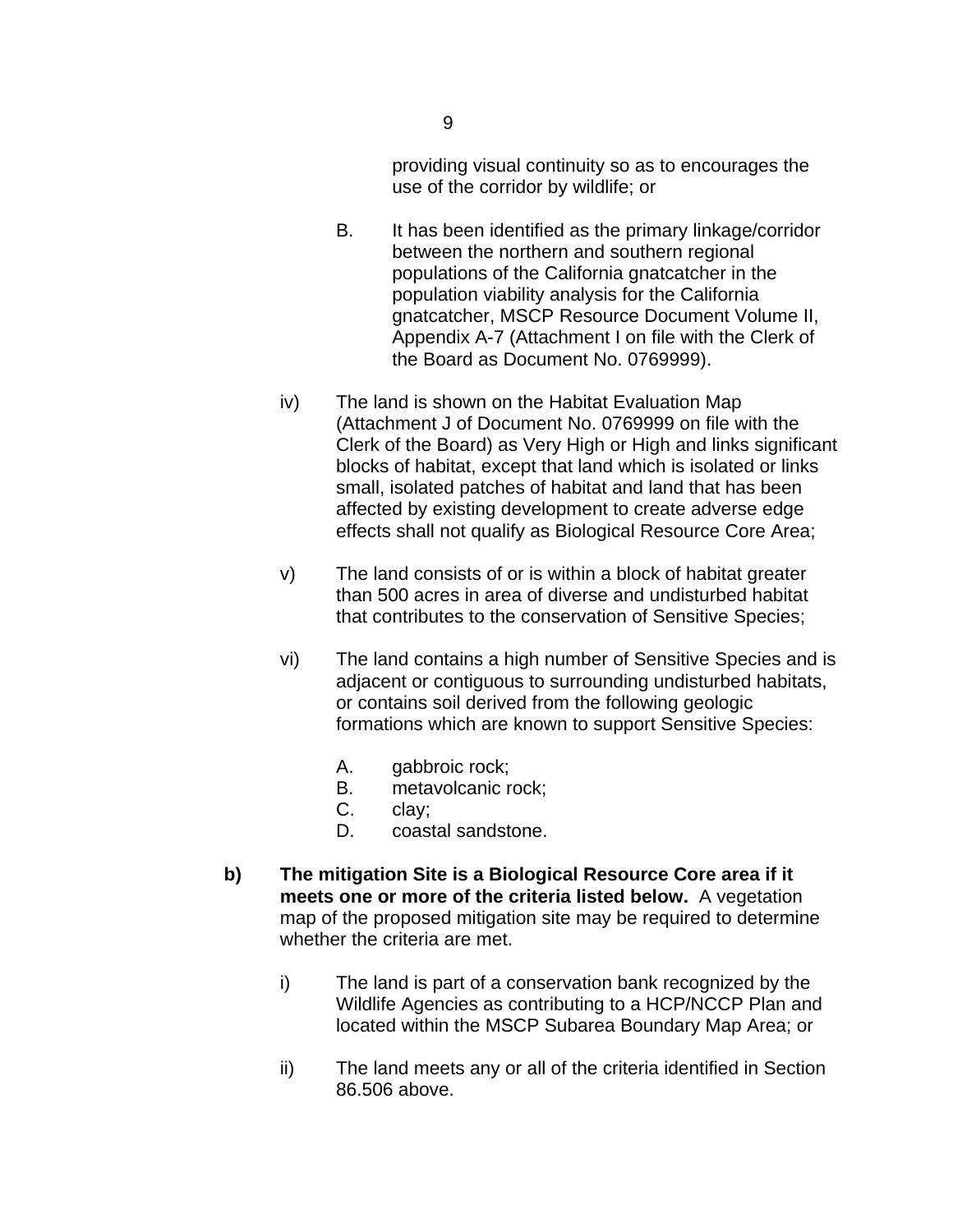providing visual continuity so as to encourages the use of the corridor by wildlife; or

B. It has been identified as the primary linkage/corridor between the northern and southern regional populations of the California gnatcatcher in the population viability analysis for the California gnatcatcher, MSCP Resource Document Volume II, Appendix A-7 (Attachment I on file with the Clerk of the Board as Document No. 0769999).

iv) The land is shown on the Habitat Evaluation Map (Attachment J of Document No. 0769999 on file with the Clerk of the Board) as Very High or High and links significant blocks of habitat, except that land which is isolated or links small, isolated patches of habitat and land that has been affected by existing development to create adverse edge effects shall not qualify as Biological Resource Core Area;

v) The land consists of or is within a block of habitat greater than 500 acres in area of diverse and undisturbed habitat that contributes to the conservation of Sensitive Species;

vi) The land contains a high number of Sensitive Species and is adjacent or contiguous to surrounding undisturbed habitats, or contains soil derived from the following geologic formations which are known to support Sensitive Species:

A. gabbroic rock;
B. metavolcanic rock;
C. clay;
D. coastal sandstone.

**b) The mitigation Site is a Biological Resource Core area if it meets one or more of the criteria listed below.** A vegetation map of the proposed mitigation site may be required to determine whether the criteria are met.

i) The land is part of a conservation bank recognized by the Wildlife Agencies as contributing to a HCP/NCCP Plan and located within the MSCP Subarea Boundary Map Area; or

ii) The land meets any or all of the criteria identified in Section 86.506 above.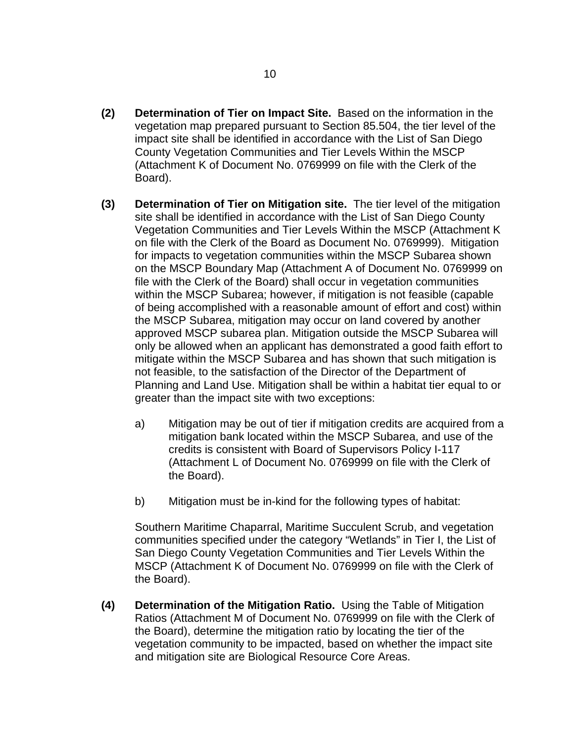**(2) Determination of Tier on Impact Site.** Based on the information in the vegetation map prepared pursuant to Section 85.504, the tier level of the impact site shall be identified in accordance with the List of San Diego County Vegetation Communities and Tier Levels Within the MSCP (Attachment K of Document No. 0769999 on file with the Clerk of the Board).

**(3) Determination of Tier on Mitigation site.** The tier level of the mitigation site shall be identified in accordance with the List of San Diego County Vegetation Communities and Tier Levels Within the MSCP (Attachment K on file with the Clerk of the Board as Document No. 0769999). Mitigation for impacts to vegetation communities within the MSCP Subarea shown on the MSCP Boundary Map (Attachment A of Document No. 0769999 on file with the Clerk of the Board) shall occur in vegetation communities within the MSCP Subarea; however, if mitigation is not feasible (capable of being accomplished with a reasonable amount of effort and cost) within the MSCP Subarea, mitigation may occur on land covered by another approved MSCP subarea plan. Mitigation outside the MSCP Subarea will only be allowed when an applicant has demonstrated a good faith effort to mitigate within the MSCP Subarea and has shown that such mitigation is not feasible, to the satisfaction of the Director of the Department of Planning and Land Use. Mitigation shall be within a habitat tier equal to or greater than the impact site with two exceptions:

a) Mitigation may be out of tier if mitigation credits are acquired from a mitigation bank located within the MSCP Subarea, and use of the credits is consistent with Board of Supervisors Policy I-117 (Attachment L of Document No. 0769999 on file with the Clerk of the Board).

b) Mitigation must be in-kind for the following types of habitat:

Southern Maritime Chaparral, Maritime Succulent Scrub, and vegetation communities specified under the category “Wetlands” in Tier I, the List of San Diego County Vegetation Communities and Tier Levels Within the MSCP (Attachment K of Document No. 0769999 on file with the Clerk of the Board).

**(4) Determination of the Mitigation Ratio.** Using the Table of Mitigation Ratios (Attachment M of Document No. 0769999 on file with the Clerk of the Board), determine the mitigation ratio by locating the tier of the vegetation community to be impacted, based on whether the impact site and mitigation site are Biological Resource Core Areas.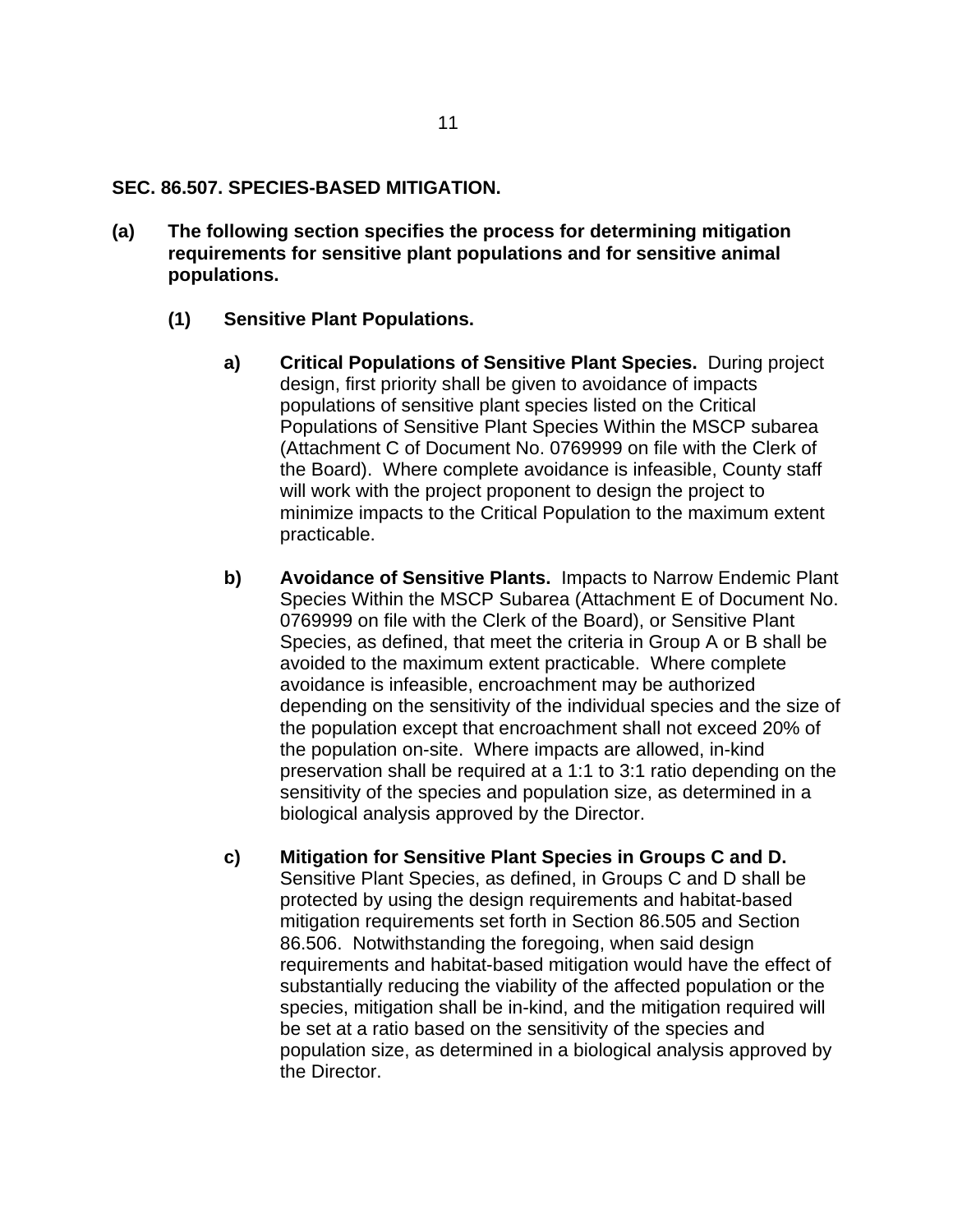**SEC. 86.507. SPECIES-BASED MITIGATION.**

**(a) The following section specifies the process for determining mitigation requirements for sensitive plant populations and for sensitive animal populations.**

**(1) Sensitive Plant Populations.**

**a) Critical Populations of Sensitive Plant Species.** During project design, first priority shall be given to avoidance of impacts populations of sensitive plant species listed on the Critical Populations of Sensitive Plant Species Within the MSCP subarea (Attachment C of Document No. 0769999 on file with the Clerk of the Board). Where complete avoidance is infeasible, County staff will work with the project proponent to design the project to minimize impacts to the Critical Population to the maximum extent practicable.

**b) Avoidance of Sensitive Plants.** Impacts to Narrow Endemic Plant Species Within the MSCP Subarea (Attachment E of Document No. 0769999 on file with the Clerk of the Board), or Sensitive Plant Species, as defined, that meet the criteria in Group A or B shall be avoided to the maximum extent practicable. Where complete avoidance is infeasible, encroachment may be authorized depending on the sensitivity of the individual species and the size of the population except that encroachment shall not exceed 20% of the population on-site. Where impacts are allowed, in-kind preservation shall be required at a 1:1 to 3:1 ratio depending on the sensitivity of the species and population size, as determined in a biological analysis approved by the Director.

**c) Mitigation for Sensitive Plant Species in Groups C and D.** Sensitive Plant Species, as defined, in Groups C and D shall be protected by using the design requirements and habitat-based mitigation requirements set forth in Section 86.505 and Section 86.506. Notwithstanding the foregoing, when said design requirements and habitat-based mitigation would have the effect of substantially reducing the viability of the affected population or the species, mitigation shall be in-kind, and the mitigation required will be set at a ratio based on the sensitivity of the species and population size, as determined in a biological analysis approved by the Director.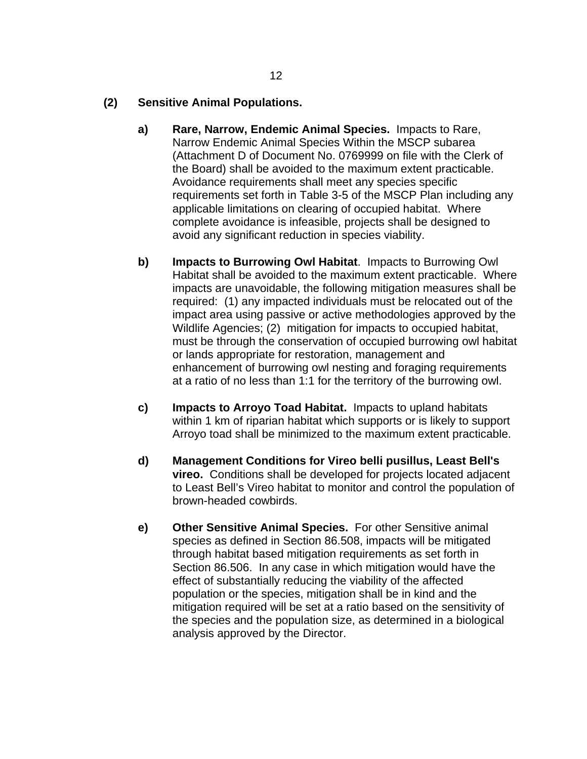**(2) Sensitive Animal Populations.**

**a) Rare, Narrow, Endemic Animal Species.** Impacts to Rare, Narrow Endemic Animal Species Within the MSCP subarea (Attachment D of Document No. 0769999 on file with the Clerk of the Board) shall be avoided to the maximum extent practicable. Avoidance requirements shall meet any species specific requirements set forth in Table 3-5 of the MSCP Plan including any applicable limitations on clearing of occupied habitat. Where complete avoidance is infeasible, projects shall be designed to avoid any significant reduction in species viability.

**b) Impacts to Burrowing Owl Habitat**. Impacts to Burrowing Owl Habitat shall be avoided to the maximum extent practicable. Where impacts are unavoidable, the following mitigation measures shall be required: (1) any impacted individuals must be relocated out of the impact area using passive or active methodologies approved by the Wildlife Agencies; (2) mitigation for impacts to occupied habitat, must be through the conservation of occupied burrowing owl habitat or lands appropriate for restoration, management and enhancement of burrowing owl nesting and foraging requirements at a ratio of no less than 1:1 for the territory of the burrowing owl.

**c) Impacts to Arroyo Toad Habitat.** Impacts to upland habitats within 1 km of riparian habitat which supports or is likely to support Arroyo toad shall be minimized to the maximum extent practicable.

**d) Management Conditions for Vireo belli pusillus, Least Bell's vireo.** Conditions shall be developed for projects located adjacent to Least Bell's Vireo habitat to monitor and control the population of brown-headed cowbirds.

**e) Other Sensitive Animal Species.** For other Sensitive animal species as defined in Section 86.508, impacts will be mitigated through habitat based mitigation requirements as set forth in Section 86.506. In any case in which mitigation would have the effect of substantially reducing the viability of the affected population or the species, mitigation shall be in kind and the mitigation required will be set at a ratio based on the sensitivity of the species and the population size, as determined in a biological analysis approved by the Director.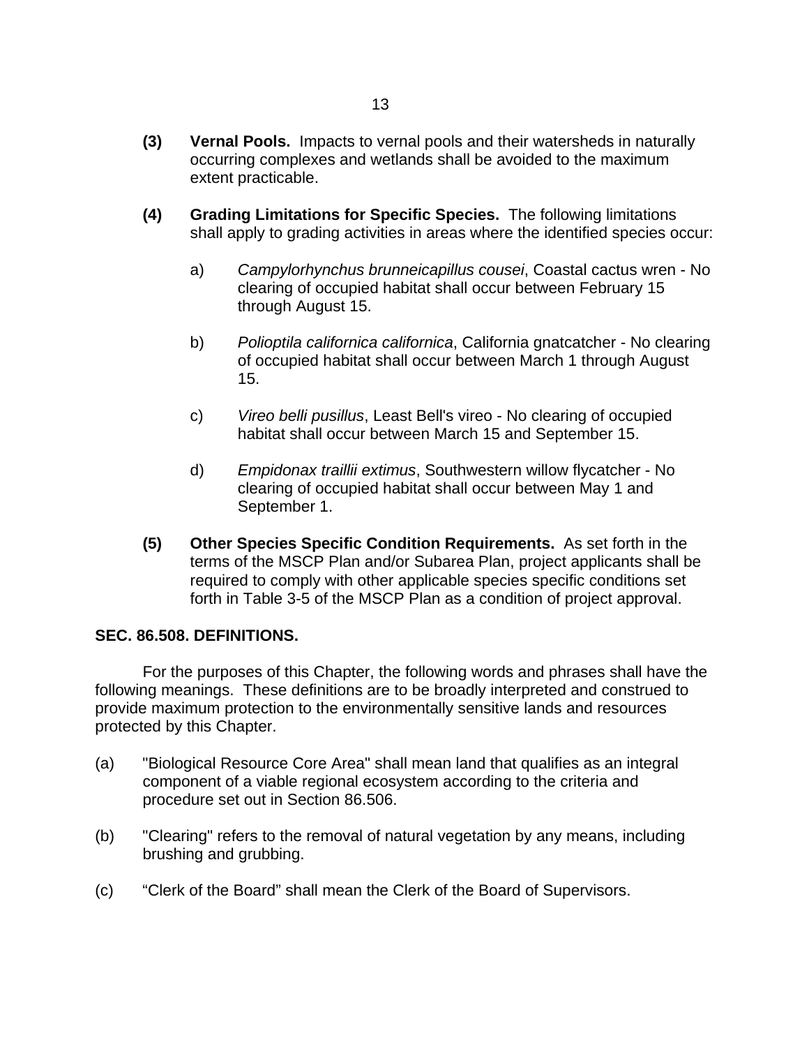**(3) Vernal Pools.** Impacts to vernal pools and their watersheds in naturally occurring complexes and wetlands shall be avoided to the maximum extent practicable.

**(4) Grading Limitations for Specific Species.** The following limitations shall apply to grading activities in areas where the identified species occur:

a) *Campylorhynchus brunneicapillus cousei*, Coastal cactus wren - No clearing of occupied habitat shall occur between February 15 through August 15.

b) *Polioptila californica californica*, California gnatcatcher - No clearing of occupied habitat shall occur between March 1 through August 15.

c) *Vireo belli pusillus*, Least Bell's vireo - No clearing of occupied habitat shall occur between March 15 and September 15.

d) *Empidonax traillii extimus*, Southwestern willow flycatcher - No clearing of occupied habitat shall occur between May 1 and September 1.

**(5) Other Species Specific Condition Requirements.** As set forth in the terms of the MSCP Plan and/or Subarea Plan, project applicants shall be required to comply with other applicable species specific conditions set forth in Table 3-5 of the MSCP Plan as a condition of project approval.

**SEC. 86.508. DEFINITIONS.**

For the purposes of this Chapter, the following words and phrases shall have the following meanings. These definitions are to be broadly interpreted and construed to provide maximum protection to the environmentally sensitive lands and resources protected by this Chapter.

(a) "Biological Resource Core Area" shall mean land that qualifies as an integral component of a viable regional ecosystem according to the criteria and procedure set out in Section 86.506.

(b) "Clearing" refers to the removal of natural vegetation by any means, including brushing and grubbing.

(c) “Clerk of the Board” shall mean the Clerk of the Board of Supervisors.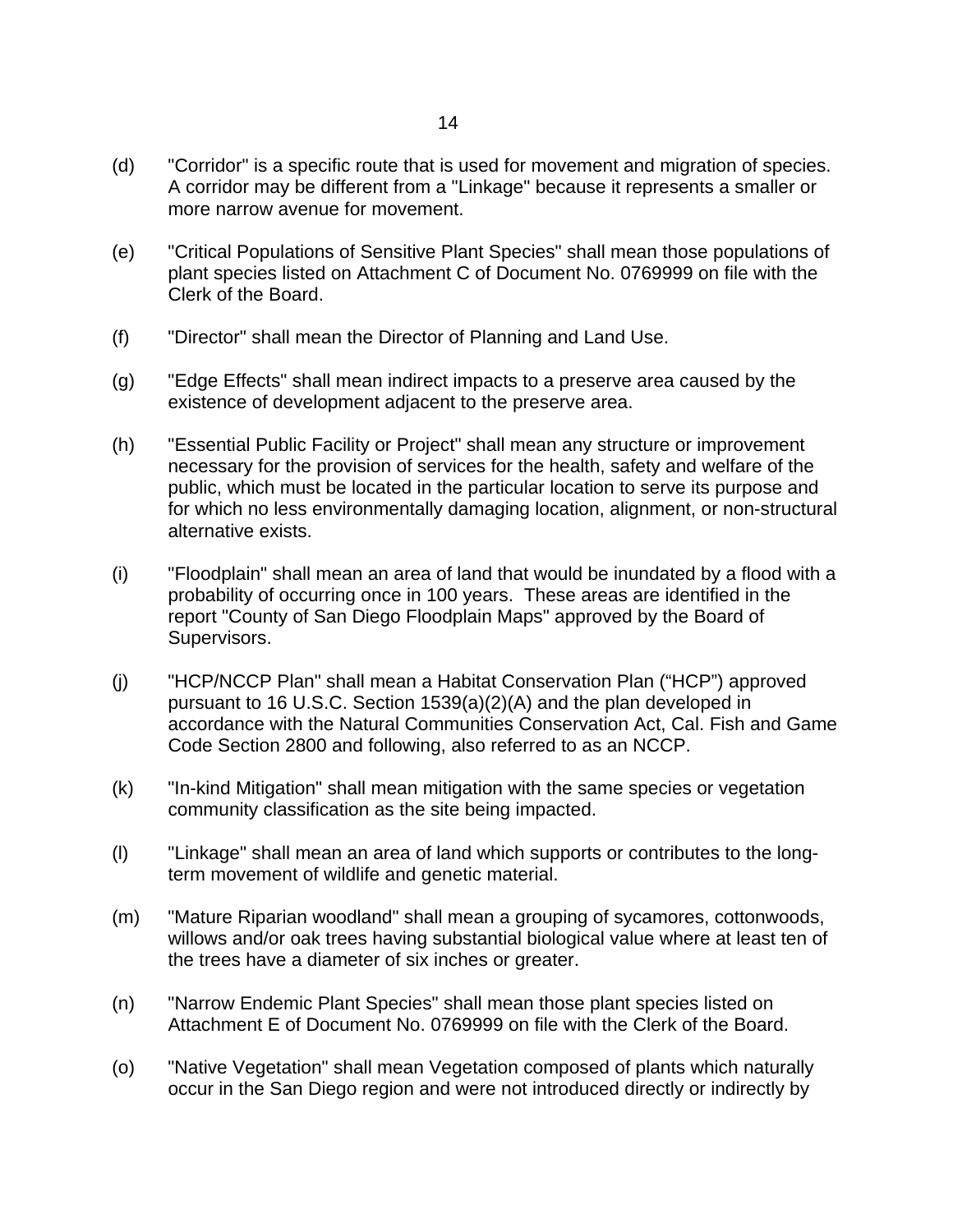(d) "Corridor" is a specific route that is used for movement and migration of species. A corridor may be different from a "Linkage" because it represents a smaller or more narrow avenue for movement.

(e) "Critical Populations of Sensitive Plant Species" shall mean those populations of plant species listed on Attachment C of Document No. 0769999 on file with the Clerk of the Board.

(f) "Director" shall mean the Director of Planning and Land Use.

(g) "Edge Effects" shall mean indirect impacts to a preserve area caused by the existence of development adjacent to the preserve area.

(h) "Essential Public Facility or Project" shall mean any structure or improvement necessary for the provision of services for the health, safety and welfare of the public, which must be located in the particular location to serve its purpose and for which no less environmentally damaging location, alignment, or non-structural alternative exists.

(i) "Floodplain" shall mean an area of land that would be inundated by a flood with a probability of occurring once in 100 years. These areas are identified in the report "County of San Diego Floodplain Maps" approved by the Board of Supervisors.

(j) "HCP/NCCP Plan" shall mean a Habitat Conservation Plan ("HCP") approved pursuant to 16 U.S.C. Section 1539(a)(2)(A) and the plan developed in accordance with the Natural Communities Conservation Act, Cal. Fish and Game Code Section 2800 and following, also referred to as an NCCP.

(k) "In-kind Mitigation" shall mean mitigation with the same species or vegetation community classification as the site being impacted.

(l) "Linkage" shall mean an area of land which supports or contributes to the long-term movement of wildlife and genetic material.

(m) "Mature Riparian woodland" shall mean a grouping of sycamores, cottonwoods, willows and/or oak trees having substantial biological value where at least ten of the trees have a diameter of six inches or greater.

(n) "Narrow Endemic Plant Species" shall mean those plant species listed on Attachment E of Document No. 0769999 on file with the Clerk of the Board.

(o) "Native Vegetation" shall mean Vegetation composed of plants which naturally occur in the San Diego region and were not introduced directly or indirectly by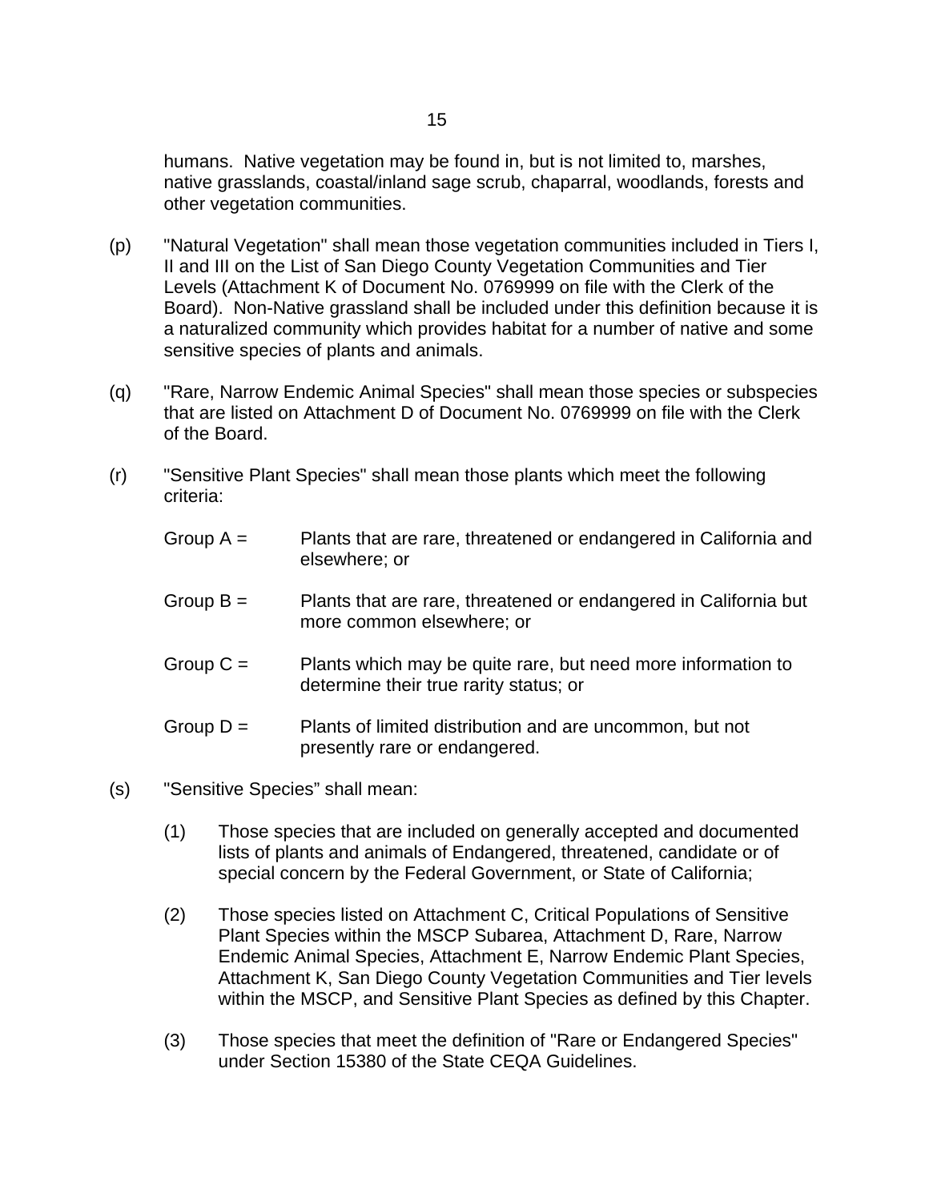humans. Native vegetation may be found in, but is not limited to, marshes, native grasslands, coastal/inland sage scrub, chaparral, woodlands, forests and other vegetation communities.

(p) "Natural Vegetation" shall mean those vegetation communities included in Tiers I, II and III on the List of San Diego County Vegetation Communities and Tier Levels (Attachment K of Document No. 0769999 on file with the Clerk of the Board). Non-Native grassland shall be included under this definition because it is a naturalized community which provides habitat for a number of native and some sensitive species of plants and animals.

(q) "Rare, Narrow Endemic Animal Species" shall mean those species or subspecies that are listed on Attachment D of Document No. 0769999 on file with the Clerk of the Board.

(r) "Sensitive Plant Species" shall mean those plants which meet the following criteria:

Group A = Plants that are rare, threatened or endangered in California and elsewhere; or

Group B = Plants that are rare, threatened or endangered in California but more common elsewhere; or

Group C = Plants which may be quite rare, but need more information to determine their true rarity status; or

Group D = Plants of limited distribution and are uncommon, but not presently rare or endangered.

(s) "Sensitive Species" shall mean:

(1) Those species that are included on generally accepted and documented lists of plants and animals of Endangered, threatened, candidate or of special concern by the Federal Government, or State of California;

(2) Those species listed on Attachment C, Critical Populations of Sensitive Plant Species within the MSCP Subarea, Attachment D, Rare, Narrow Endemic Animal Species, Attachment E, Narrow Endemic Plant Species, Attachment K, San Diego County Vegetation Communities and Tier levels within the MSCP, and Sensitive Plant Species as defined by this Chapter.

(3) Those species that meet the definition of "Rare or Endangered Species" under Section 15380 of the State CEQA Guidelines.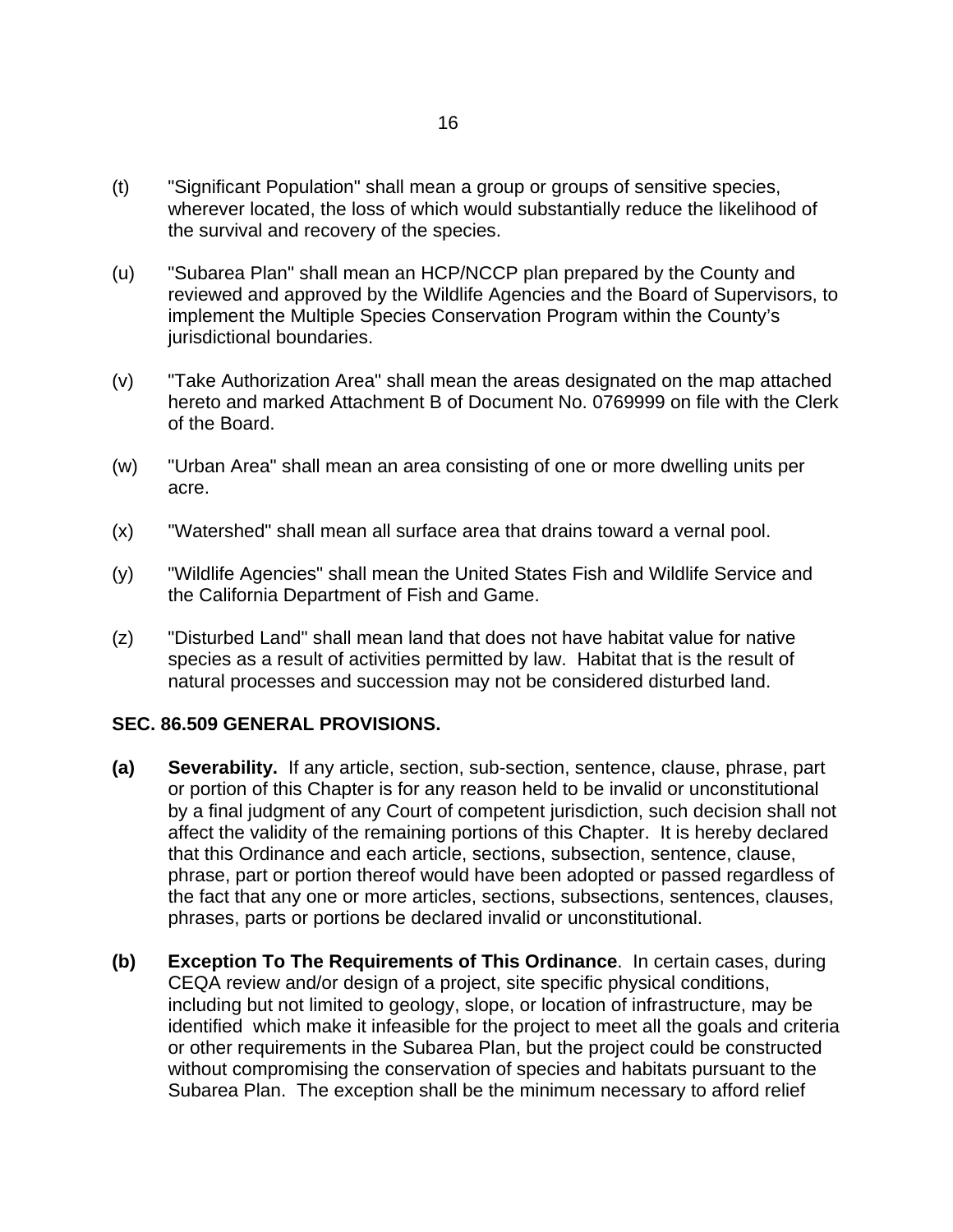(t) "Significant Population" shall mean a group or groups of sensitive species, wherever located, the loss of which would substantially reduce the likelihood of the survival and recovery of the species.

(u) "Subarea Plan" shall mean an HCP/NCCP plan prepared by the County and reviewed and approved by the Wildlife Agencies and the Board of Supervisors, to implement the Multiple Species Conservation Program within the County's jurisdictional boundaries.

(v) "Take Authorization Area" shall mean the areas designated on the map attached hereto and marked Attachment B of Document No. 0769999 on file with the Clerk of the Board.

(w) "Urban Area" shall mean an area consisting of one or more dwelling units per acre.

(x) "Watershed" shall mean all surface area that drains toward a vernal pool.

(y) "Wildlife Agencies" shall mean the United States Fish and Wildlife Service and the California Department of Fish and Game.

(z) "Disturbed Land" shall mean land that does not have habitat value for native species as a result of activities permitted by law. Habitat that is the result of natural processes and succession may not be considered disturbed land.

## SEC. 86.509 GENERAL PROVISIONS.

**(a) Severability.** If any article, section, sub-section, sentence, clause, phrase, part or portion of this Chapter is for any reason held to be invalid or unconstitutional by a final judgment of any Court of competent jurisdiction, such decision shall not affect the validity of the remaining portions of this Chapter. It is hereby declared that this Ordinance and each article, sections, subsection, sentence, clause, phrase, part or portion thereof would have been adopted or passed regardless of the fact that any one or more articles, sections, subsections, sentences, clauses, phrases, parts or portions be declared invalid or unconstitutional.

**(b) Exception To The Requirements of This Ordinance**. In certain cases, during CEQA review and/or design of a project, site specific physical conditions, including but not limited to geology, slope, or location of infrastructure, may be identified which make it infeasible for the project to meet all the goals and criteria or other requirements in the Subarea Plan, but the project could be constructed without compromising the conservation of species and habitats pursuant to the Subarea Plan. The exception shall be the minimum necessary to afford relief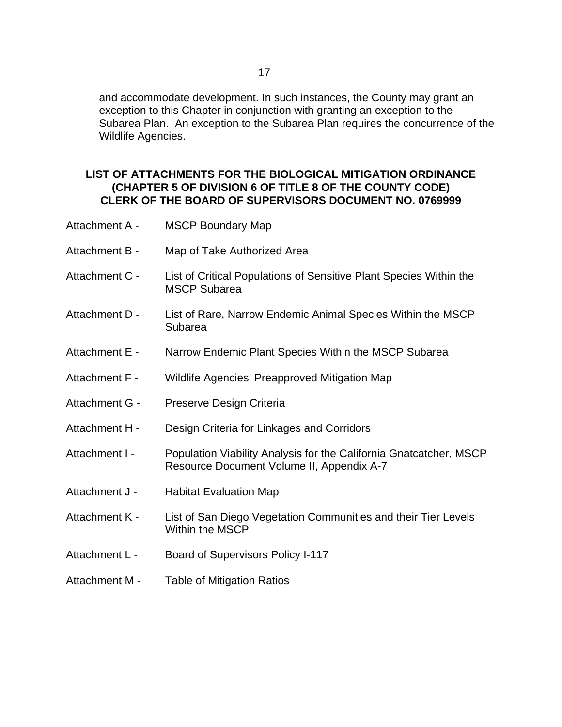and accommodate development. In such instances, the County may grant an exception to this Chapter in conjunction with granting an exception to the Subarea Plan. An exception to the Subarea Plan requires the concurrence of the Wildlife Agencies.

## LIST OF ATTACHMENTS FOR THE BIOLOGICAL MITIGATION ORDINANCE (CHAPTER 5 OF DIVISION 6 OF TITLE 8 OF THE COUNTY CODE) CLERK OF THE BOARD OF SUPERVISORS DOCUMENT NO. 0769999

| | |
|---|---|
| Attachment A - | MSCP Boundary Map |
| Attachment B - | Map of Take Authorized Area |
| Attachment C - | List of Critical Populations of Sensitive Plant Species Within the MSCP Subarea |
| Attachment D - | List of Rare, Narrow Endemic Animal Species Within the MSCP Subarea |
| Attachment E - | Narrow Endemic Plant Species Within the MSCP Subarea |
| Attachment F - | Wildlife Agencies' Preapproved Mitigation Map |
| Attachment G - | Preserve Design Criteria |
| Attachment H - | Design Criteria for Linkages and Corridors |
| Attachment I - | Population Viability Analysis for the California Gnatcatcher, MSCP Resource Document Volume II, Appendix A-7 |
| Attachment J - | Habitat Evaluation Map |
| Attachment K - | List of San Diego Vegetation Communities and their Tier Levels Within the MSCP |
| Attachment L - | Board of Supervisors Policy I-117 |
| Attachment M - | Table of Mitigation Ratios |